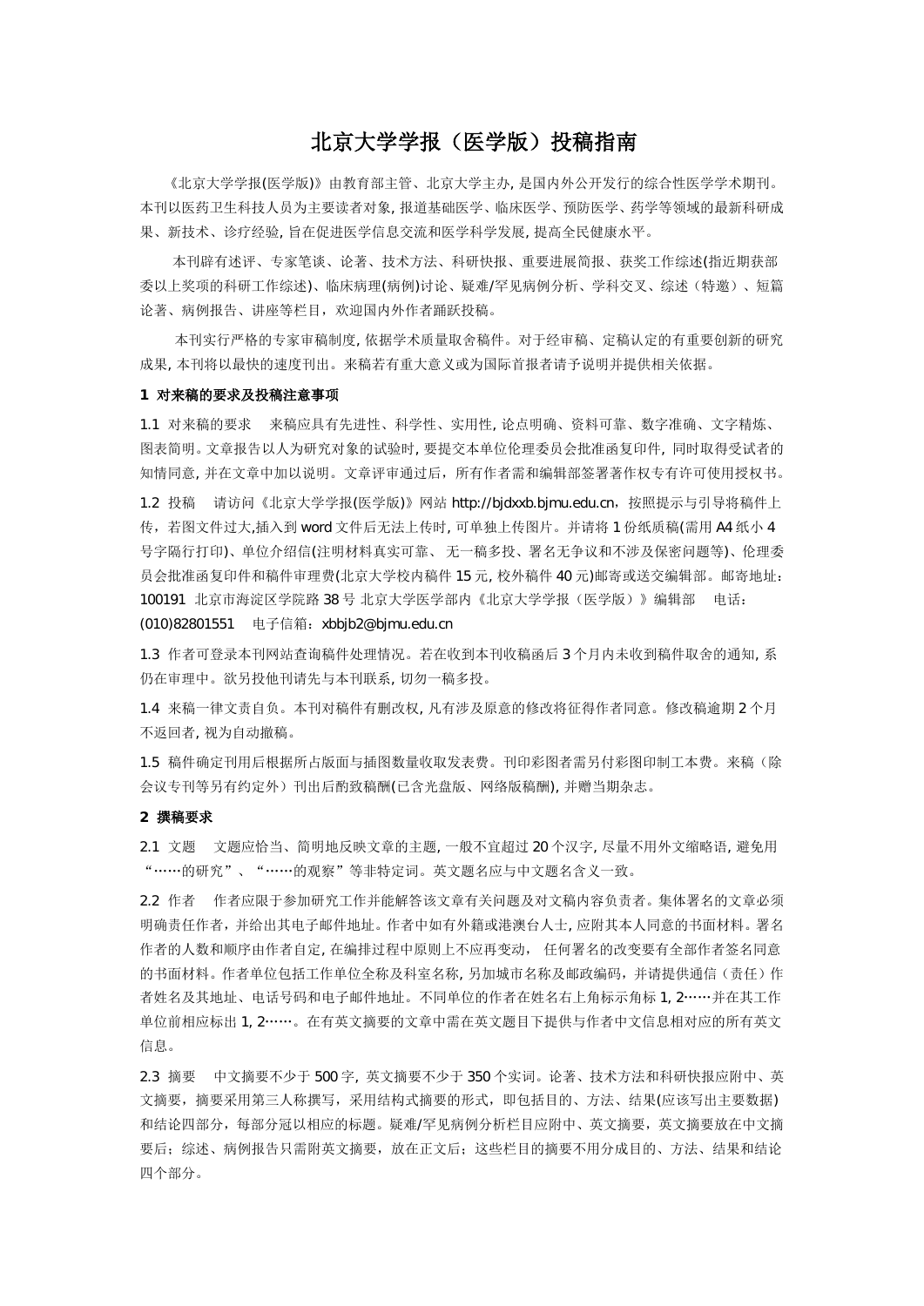# 北京大学学报（医学版）投稿指南

《北京大学学报(医学版)》由教育部主管、北京大学主办, 是国内外公开发行的综合性医学学术期刊。本刊以医药卫生科技人员为主要读者对象, 报道基础医学、临床医学、预防医学、药学等领域的最新科研成果、新技术、诊疗经验, 旨在促进医学信息交流和医学科学发展, 提高全民健康水平。

本刊辟有述评、专家笔谈、论著、技术方法、科研快报、重要进展简报、获奖工作综述(指近期获部委以上奖项的科研工作综述)、临床病理(病例)讨论、疑难/罕见病例分析、学科交叉、综述（特邀）、短篇论著、病例报告、讲座等栏目，欢迎国内外作者踊跃投稿。

本刊实行严格的专家审稿制度, 依据学术质量取舍稿件。对于经审稿、定稿认定的有重要创新的研究成果, 本刊将以最快的速度刊出。来稿若有重大意义或为国际首报者请予说明并提供相关依据。

## 1 对来稿的要求及投稿注意事项

1.1 对来稿的要求　来稿应具有先进性、科学性、实用性, 论点明确、资料可靠、数字准确、文字精炼、图表简明。文章报告以人为研究对象的试验时, 要提交本单位伦理委员会批准函复印件, 同时取得受试者的知情同意, 并在文章中加以说明。文章评审通过后，所有作者需和编辑部签署著作权专有许可使用授权书。

1.2 投稿　请访问《北京大学学报(医学版)》网站 http://bjdxxb.bjmu.edu.cn，按照提示与引导将稿件上传，若图文件过大,插入到 word 文件后无法上传时, 可单独上传图片。并请将 1 份纸质稿(需用 A4 纸小 4 号字隔行打印)、单位介绍信(注明材料真实可靠、 无一稿多投、署名无争议和不涉及保密问题等)、伦理委员会批准函复印件和稿件审理费(北京大学校内稿件 15 元, 校外稿件 40 元)邮寄或送交编辑部。邮寄地址：100191 北京市海淀区学院路 38 号 北京大学医学部内《北京大学学报（医学版）》编辑部　电话：(010)82801551　电子信箱：xbbjb2@bjmu.edu.cn

1.3 作者可登录本刊网站查询稿件处理情况。若在收到本刊收稿函后 3 个月内未收到稿件取舍的通知, 系仍在审理中。欲另投他刊请先与本刊联系, 切勿一稿多投。

1.4 来稿一律文责自负。本刊对稿件有删改权, 凡有涉及原意的修改将征得作者同意。修改稿逾期 2 个月不返回者, 视为自动撤稿。

1.5 稿件确定刊用后根据所占版面与插图数量收取发表费。刊印彩图者需另付彩图印制工本费。来稿（除会议专刊等另有约定外）刊出后酌致稿酬(已含光盘版、网络版稿酬), 并赠当期杂志。

## 2 撰稿要求

2.1 文题　文题应恰当、简明地反映文章的主题, 一般不宜超过 20 个汉字, 尽量不用外文缩略语, 避免用“……的研究”、“……的观察”等非特定词。英文题名应与中文题名含义一致。

2.2 作者　作者应限于参加研究工作并能解答该文章有关问题及对文稿内容负责者。集体署名的文章必须明确责任作者，并给出其电子邮件地址。作者中如有外籍或港澳台人士, 应附其本人同意的书面材料。署名作者的人数和顺序由作者自定, 在编排过程中原则上不应再变动， 任何署名的改变要有全部作者签名同意的书面材料。作者单位包括工作单位全称及科室名称, 另加城市名称及邮政编码，并请提供通信（责任）作者姓名及其地址、电话号码和电子邮件地址。不同单位的作者在姓名右上角标示角标 1, 2……并在其工作单位前相应标出 1, 2……。在有英文摘要的文章中需在英文题目下提供与作者中文信息相对应的所有英文信息。

2.3 摘要　中文摘要不少于 500 字, 英文摘要不少于 350 个实词。论著、技术方法和科研快报应附中、英文摘要，摘要采用第三人称撰写，采用结构式摘要的形式，即包括目的、方法、结果(应该写出主要数据)和结论四部分，每部分冠以相应的标题。疑难/罕见病例分析栏目应附中、英文摘要，英文摘要放在中文摘要后；综述、病例报告只需附英文摘要，放在正文后；这些栏目的摘要不用分成目的、方法、结果和结论四个部分。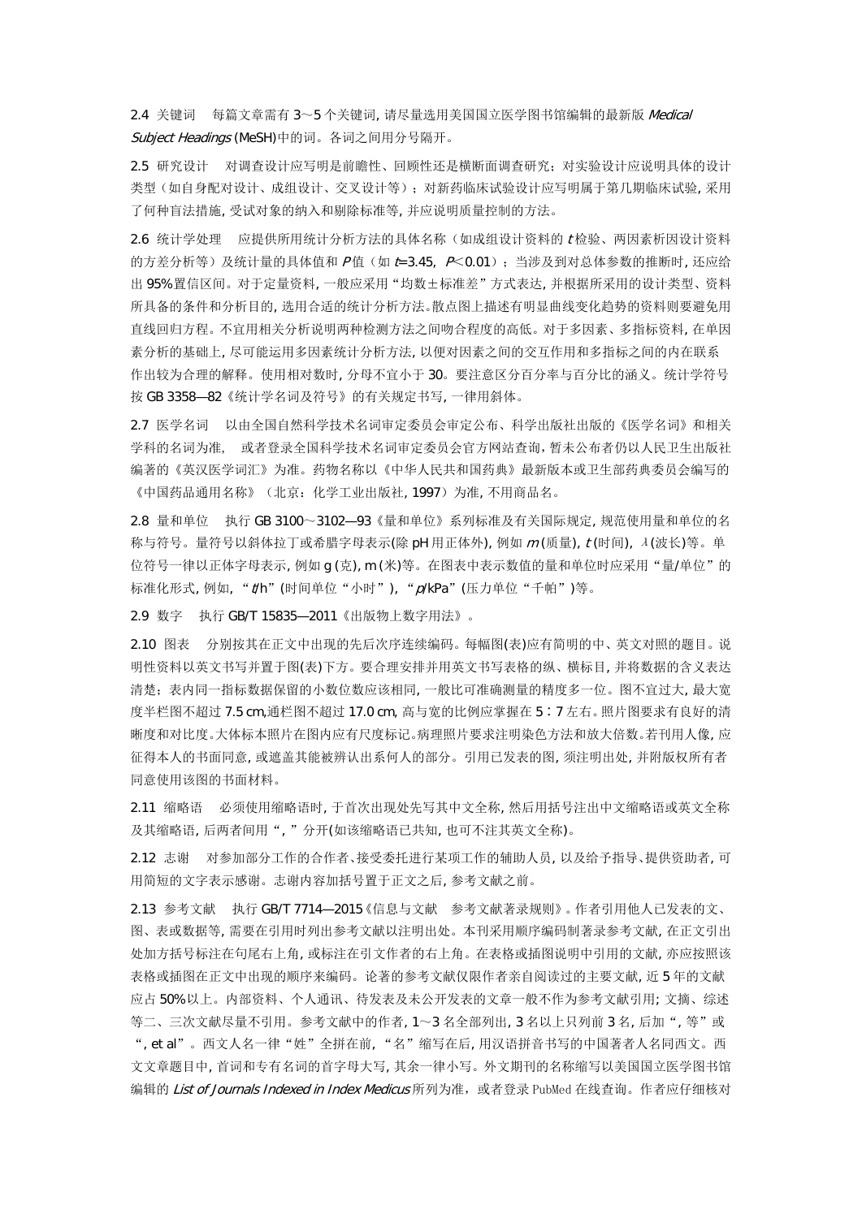2.4 关键词　每篇文章需有 3～5 个关键词, 请尽量选用美国国立医学图书馆编辑的最新版 *Medical Subject Headings* (MeSH)中的词。各词之间用分号隔开。

2.5 研究设计　对调查设计应写明是前瞻性、回顾性还是横断面调查研究；对实验设计应说明具体的设计类型（如自身配对设计、成组设计、交叉设计等）；对新药临床试验设计应写明属于第几期临床试验, 采用了何种盲法措施, 受试对象的纳入和剔除标准等, 并应说明质量控制的方法。

2.6 统计学处理　应提供所用统计分析方法的具体名称（如成组设计资料的 $t$ 检验、两因素析因设计资料的方差分析等）及统计量的具体值和 $P$ 值（如 $t$=3.45, $P$＜0.01）；当涉及到对总体参数的推断时, 还应给出 95%置信区间。对于定量资料, 一般应采用“均数±标准差”方式表达, 并根据所采用的设计类型、资料所具备的条件和分析目的, 选用合适的统计分析方法。散点图上描述有明显曲线变化趋势的资料则要避免用直线回归方程。不宜用相关分析说明两种检测方法之间吻合程度的高低。对于多因素、多指标资料, 在单因素分析的基础上, 尽可能运用多因素统计分析方法, 以便对因素之间的交互作用和多指标之间的内在联系作出较为合理的解释。使用相对数时, 分母不宜小于 30。要注意区分百分率与百分比的涵义。统计学符号按 GB 3358—82《统计学名词及符号》的有关规定书写, 一律用斜体。

2.7 医学名词　以由全国自然科学技术名词审定委员会审定公布、科学出版社出版的《医学名词》和相关学科的名词为准，或者登录全国科学技术名词审定委员会官方网站查询, 暂未公布者仍以人民卫生出版社编著的《英汉医学词汇》为准。药物名称以《中华人民共和国药典》最新版本或卫生部药典委员会编写的《中国药品通用名称》（北京：化学工业出版社, 1997）为准, 不用商品名。

2.8 量和单位　执行 GB 3100～3102—93《量和单位》系列标准及有关国际规定, 规范使用量和单位的名称与符号。量符号以斜体拉丁或希腊字母表示(除 pH 用正体外), 例如 $m$ (质量), $t$ (时间), $\lambda$ (波长)等。单位符号一律以正体字母表示, 例如 g (克), m (米)等。在图表中表示数值的量和单位时应采用“量/单位”的标准化形式, 例如, “$t$/h”(时间单位“小时”), “$p$/kPa”(压力单位“千帕”)等。

2.9 数字　执行 GB/T 15835—2011《出版物上数字用法》。

2.10 图表　分别按其在正文中出现的先后次序连续编码。每幅图(表)应有简明的中、英文对照的题目。说明性资料以英文书写并置于图(表)下方。要合理安排并用英文书写表格的纵、横标目, 并将数据的含义表达清楚；表内同一指标数据保留的小数位数应该相同, 一般比可准确测量的精度多一位。图不宜过大, 最大宽度半栏图不超过 7.5 cm,通栏图不超过 17.0 cm, 高与宽的比例应掌握在 5∶7 左右。照片图要求有良好的清晰度和对比度。大体标本照片在图内应有尺度标记。病理照片要求注明染色方法和放大倍数。若刊用人像, 应征得本人的书面同意, 或遮盖其能被辨认出系何人的部分。引用已发表的图, 须注明出处, 并附版权所有者同意使用该图的书面材料。

2.11 缩略语　必须使用缩略语时, 于首次出现处先写其中文全称, 然后用括号注出中文缩略语或英文全称及其缩略语, 后两者间用“, ”分开(如该缩略语已共知, 也可不注其英文全称)。

2.12 志谢　对参加部分工作的合作者、接受委托进行某项工作的辅助人员, 以及给予指导、提供资助者, 可用简短的文字表示感谢。志谢内容加括号置于正文之后, 参考文献之前。

2.13 参考文献　执行 GB/T 7714—2015《信息与文献　参考文献著录规则》。作者引用他人已发表的文、图、表或数据等, 需要在引用时列出参考文献以注明出处。本刊采用顺序编码制著录参考文献, 在正文引出处加方括号标注在句尾右上角, 或标注在引文作者的右上角。在表格或插图说明中引用的文献, 亦应按照该表格或插图在正文中出现的顺序来编码。论著的参考文献仅限作者亲自阅读过的主要文献, 近 5 年的文献应占 50%以上。内部资料、个人通讯、待发表及未公开发表的文章一般不作为参考文献引用；文摘、综述等二、三次文献尽量不引用。参考文献中的作者, 1～3 名全部列出, 3 名以上只列前 3 名, 后加“, 等”或“, et al”。西文人名一律“姓”全拼在前, “名”缩写在后, 用汉语拼音书写的中国著者人名同西文。西文文章题目中, 首词和专有名词的首字母大写, 其余一律小写。外文期刊的名称缩写以美国国立医学图书馆编辑的 *List of Journals Indexed in Index Medicus* 所列为准，或者登录 PubMed 在线查询。作者应仔细核对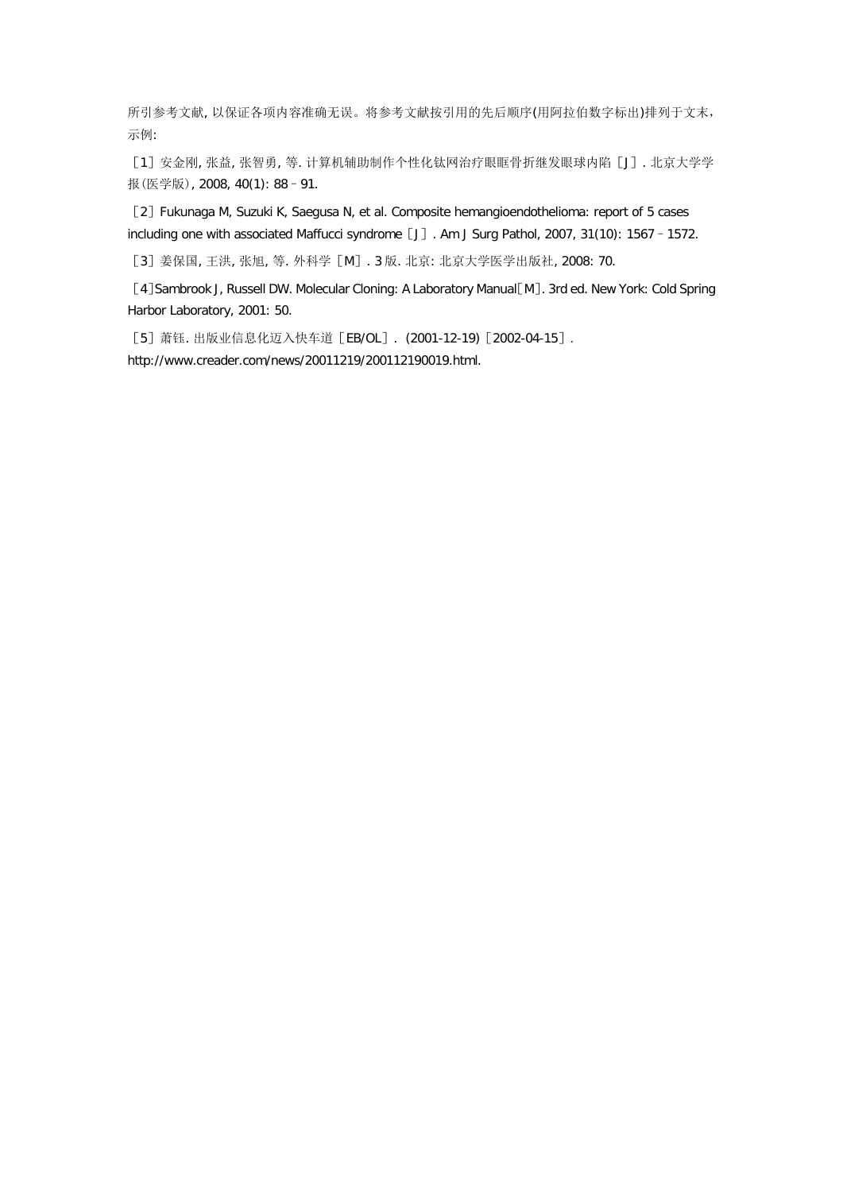所引参考文献, 以保证各项内容准确无误。将参考文献按引用的先后顺序(用阿拉伯数字标出)排列于文末，示例:

［1］安金刚, 张益, 张智勇, 等. 计算机辅助制作个性化钛网治疗眼眶骨折继发眼球内陷［J］. 北京大学学报(医学版), 2008, 40(1): 88﹣91.

［2］Fukunaga M, Suzuki K, Saegusa N, et al. Composite hemangioendothelioma: report of 5 cases including one with associated Maffucci syndrome［J］. Am J Surg Pathol, 2007, 31(10): 1567﹣1572.

［3］姜保国, 王洪, 张旭, 等. 外科学［M］. 3 版. 北京: 北京大学医学出版社, 2008: 70.

［4］Sambrook J, Russell DW. Molecular Cloning: A Laboratory Manual［M］. 3rd ed. New York: Cold Spring Harbor Laboratory, 2001: 50.

［5］萧钰. 出版业信息化迈入快车道［EB/OL］. (2001-12-19)［2002-04-15］. http://www.creader.com/news/20011219/200112190019.html.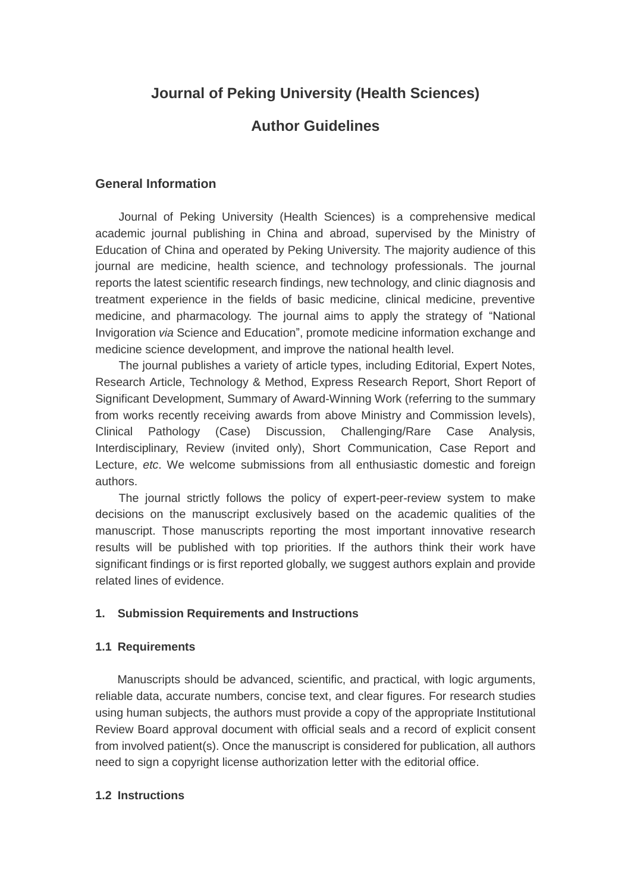# Journal of Peking University (Health Sciences)

# Author Guidelines

## General Information

Journal of Peking University (Health Sciences) is a comprehensive medical academic journal publishing in China and abroad, supervised by the Ministry of Education of China and operated by Peking University. The majority audience of this journal are medicine, health science, and technology professionals. The journal reports the latest scientific research findings, new technology, and clinic diagnosis and treatment experience in the fields of basic medicine, clinical medicine, preventive medicine, and pharmacology. The journal aims to apply the strategy of "National Invigoration *via* Science and Education", promote medicine information exchange and medicine science development, and improve the national health level.

The journal publishes a variety of article types, including Editorial, Expert Notes, Research Article, Technology & Method, Express Research Report, Short Report of Significant Development, Summary of Award-Winning Work (referring to the summary from works recently receiving awards from above Ministry and Commission levels), Clinical Pathology (Case) Discussion, Challenging/Rare Case Analysis, Interdisciplinary, Review (invited only), Short Communication, Case Report and Lecture, *etc*. We welcome submissions from all enthusiastic domestic and foreign authors.

The journal strictly follows the policy of expert-peer-review system to make decisions on the manuscript exclusively based on the academic qualities of the manuscript. Those manuscripts reporting the most important innovative research results will be published with top priorities. If the authors think their work have significant findings or is first reported globally, we suggest authors explain and provide related lines of evidence.

## 1. Submission Requirements and Instructions

### 1.1 Requirements

Manuscripts should be advanced, scientific, and practical, with logic arguments, reliable data, accurate numbers, concise text, and clear figures. For research studies using human subjects, the authors must provide a copy of the appropriate Institutional Review Board approval document with official seals and a record of explicit consent from involved patient(s). Once the manuscript is considered for publication, all authors need to sign a copyright license authorization letter with the editorial office.

### 1.2 Instructions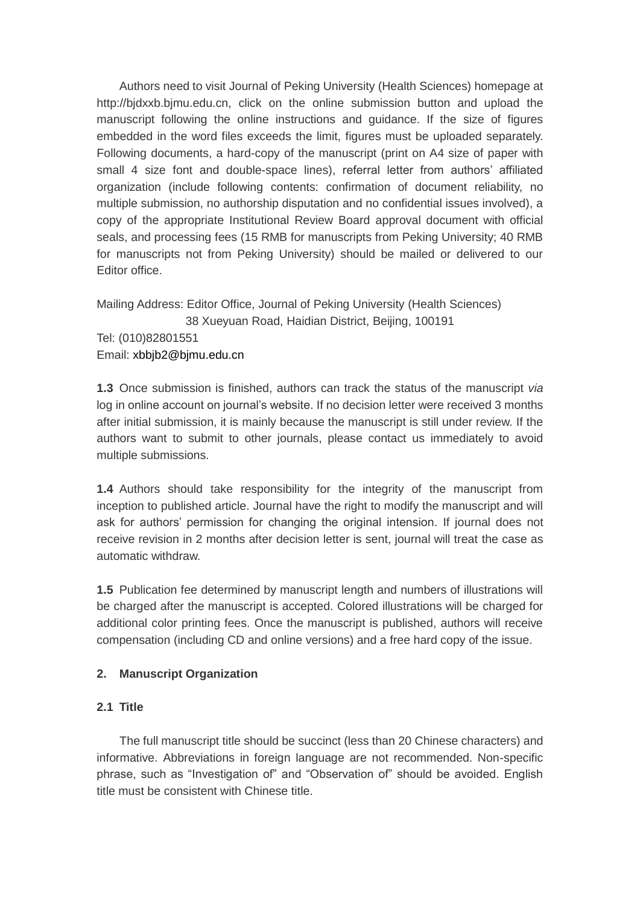Authors need to visit Journal of Peking University (Health Sciences) homepage at http://bjdxxb.bjmu.edu.cn, click on the online submission button and upload the manuscript following the online instructions and guidance. If the size of figures embedded in the word files exceeds the limit, figures must be uploaded separately. Following documents, a hard-copy of the manuscript (print on A4 size of paper with small 4 size font and double-space lines), referral letter from authors' affiliated organization (include following contents: confirmation of document reliability, no multiple submission, no authorship disputation and no confidential issues involved), a copy of the appropriate Institutional Review Board approval document with official seals, and processing fees (15 RMB for manuscripts from Peking University; 40 RMB for manuscripts not from Peking University) should be mailed or delivered to our Editor office.

Mailing Address: Editor Office, Journal of Peking University (Health Sciences)
38 Xueyuan Road, Haidian District, Beijing, 100191
Tel: (010)82801551
Email: xbbjb2@bjmu.edu.cn

**1.3** Once submission is finished, authors can track the status of the manuscript *via* log in online account on journal's website. If no decision letter were received 3 months after initial submission, it is mainly because the manuscript is still under review. If the authors want to submit to other journals, please contact us immediately to avoid multiple submissions.

**1.4** Authors should take responsibility for the integrity of the manuscript from inception to published article. Journal have the right to modify the manuscript and will ask for authors' permission for changing the original intension. If journal does not receive revision in 2 months after decision letter is sent, journal will treat the case as automatic withdraw.

**1.5** Publication fee determined by manuscript length and numbers of illustrations will be charged after the manuscript is accepted. Colored illustrations will be charged for additional color printing fees. Once the manuscript is published, authors will receive compensation (including CD and online versions) and a free hard copy of the issue.

## 2. Manuscript Organization

### 2.1 Title

The full manuscript title should be succinct (less than 20 Chinese characters) and informative. Abbreviations in foreign language are not recommended. Non-specific phrase, such as "Investigation of" and "Observation of" should be avoided. English title must be consistent with Chinese title.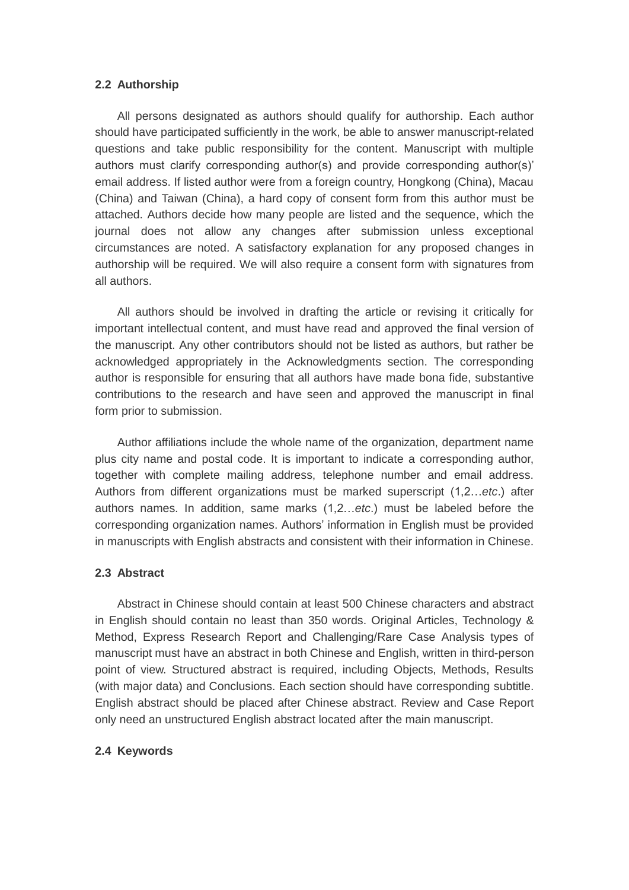### 2.2 Authorship

All persons designated as authors should qualify for authorship. Each author should have participated sufficiently in the work, be able to answer manuscript-related questions and take public responsibility for the content. Manuscript with multiple authors must clarify corresponding author(s) and provide corresponding author(s)' email address. If listed author were from a foreign country, Hongkong (China), Macau (China) and Taiwan (China), a hard copy of consent form from this author must be attached. Authors decide how many people are listed and the sequence, which the journal does not allow any changes after submission unless exceptional circumstances are noted. A satisfactory explanation for any proposed changes in authorship will be required. We will also require a consent form with signatures from all authors.

All authors should be involved in drafting the article or revising it critically for important intellectual content, and must have read and approved the final version of the manuscript. Any other contributors should not be listed as authors, but rather be acknowledged appropriately in the Acknowledgments section. The corresponding author is responsible for ensuring that all authors have made bona fide, substantive contributions to the research and have seen and approved the manuscript in final form prior to submission.

Author affiliations include the whole name of the organization, department name plus city name and postal code. It is important to indicate a corresponding author, together with complete mailing address, telephone number and email address. Authors from different organizations must be marked superscript (1,2…*etc*.) after authors names. In addition, same marks (1,2…*etc*.) must be labeled before the corresponding organization names. Authors' information in English must be provided in manuscripts with English abstracts and consistent with their information in Chinese.

### 2.3 Abstract

Abstract in Chinese should contain at least 500 Chinese characters and abstract in English should contain no least than 350 words. Original Articles, Technology & Method, Express Research Report and Challenging/Rare Case Analysis types of manuscript must have an abstract in both Chinese and English, written in third-person point of view. Structured abstract is required, including Objects, Methods, Results (with major data) and Conclusions. Each section should have corresponding subtitle. English abstract should be placed after Chinese abstract. Review and Case Report only need an unstructured English abstract located after the main manuscript.

### 2.4 Keywords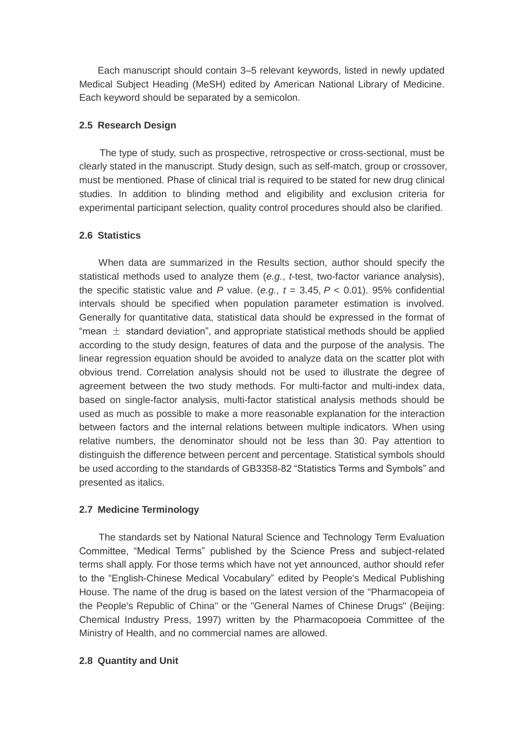Each manuscript should contain 3–5 relevant keywords, listed in newly updated Medical Subject Heading (MeSH) edited by American National Library of Medicine. Each keyword should be separated by a semicolon.

### 2.5 Research Design

The type of study, such as prospective, retrospective or cross-sectional, must be clearly stated in the manuscript. Study design, such as self-match, group or crossover, must be mentioned. Phase of clinical trial is required to be stated for new drug clinical studies. In addition to blinding method and eligibility and exclusion criteria for experimental participant selection, quality control procedures should also be clarified.

### 2.6 Statistics

When data are summarized in the Results section, author should specify the statistical methods used to analyze them (*e.g.*, *t*-test, two-factor variance analysis), the specific statistic value and *P* value. (*e.g.*, $t = 3.45$, $P < 0.01$). 95% confidential intervals should be specified when population parameter estimation is involved. Generally for quantitative data, statistical data should be expressed in the format of "mean ± standard deviation", and appropriate statistical methods should be applied according to the study design, features of data and the purpose of the analysis. The linear regression equation should be avoided to analyze data on the scatter plot with obvious trend. Correlation analysis should not be used to illustrate the degree of agreement between the two study methods. For multi-factor and multi-index data, based on single-factor analysis, multi-factor statistical analysis methods should be used as much as possible to make a more reasonable explanation for the interaction between factors and the internal relations between multiple indicators. When using relative numbers, the denominator should not be less than 30. Pay attention to distinguish the difference between percent and percentage. Statistical symbols should be used according to the standards of GB3358-82 "Statistics Terms and Symbols" and presented as italics.

### 2.7 Medicine Terminology

The standards set by National Natural Science and Technology Term Evaluation Committee, "Medical Terms" published by the Science Press and subject-related terms shall apply. For those terms which have not yet announced, author should refer to the "English-Chinese Medical Vocabulary" edited by People's Medical Publishing House. The name of the drug is based on the latest version of the "Pharmacopeia of the People's Republic of China" or the "General Names of Chinese Drugs" (Beijing: Chemical Industry Press, 1997) written by the Pharmacopoeia Committee of the Ministry of Health, and no commercial names are allowed.

### 2.8 Quantity and Unit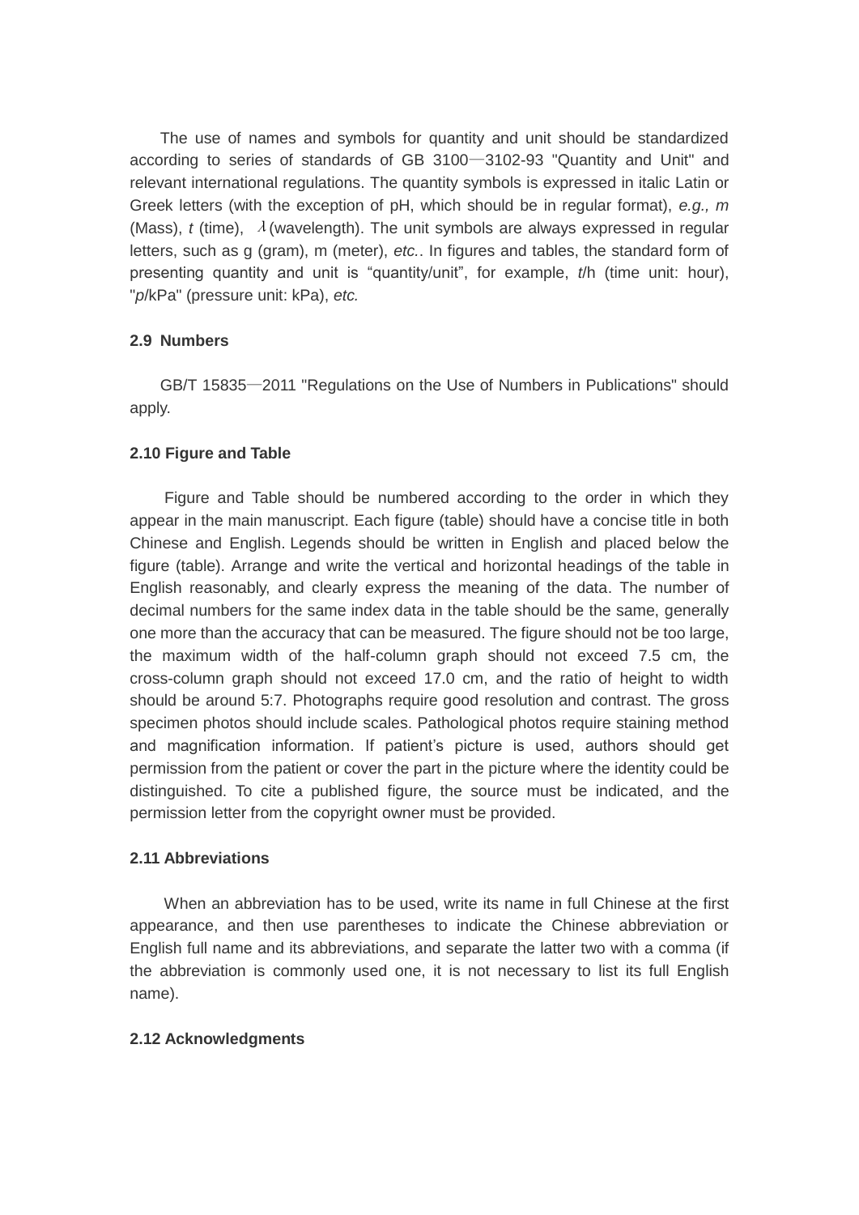The use of names and symbols for quantity and unit should be standardized according to series of standards of GB 3100—3102-93 "Quantity and Unit" and relevant international regulations. The quantity symbols is expressed in italic Latin or Greek letters (with the exception of pH, which should be in regular format), *e.g., m* (Mass), *t* (time), $\lambda$ (wavelength). The unit symbols are always expressed in regular letters, such as g (gram), m (meter), *etc.*. In figures and tables, the standard form of presenting quantity and unit is "quantity/unit", for example, *t*/h (time unit: hour), "*p*/kPa" (pressure unit: kPa), *etc.*

### 2.9 Numbers

GB/T 15835—2011 "Regulations on the Use of Numbers in Publications" should apply.

### 2.10 Figure and Table

Figure and Table should be numbered according to the order in which they appear in the main manuscript. Each figure (table) should have a concise title in both Chinese and English. Legends should be written in English and placed below the figure (table). Arrange and write the vertical and horizontal headings of the table in English reasonably, and clearly express the meaning of the data. The number of decimal numbers for the same index data in the table should be the same, generally one more than the accuracy that can be measured. The figure should not be too large, the maximum width of the half-column graph should not exceed 7.5 cm, the cross-column graph should not exceed 17.0 cm, and the ratio of height to width should be around 5:7. Photographs require good resolution and contrast. The gross specimen photos should include scales. Pathological photos require staining method and magnification information. If patient's picture is used, authors should get permission from the patient or cover the part in the picture where the identity could be distinguished. To cite a published figure, the source must be indicated, and the permission letter from the copyright owner must be provided.

### 2.11 Abbreviations

When an abbreviation has to be used, write its name in full Chinese at the first appearance, and then use parentheses to indicate the Chinese abbreviation or English full name and its abbreviations, and separate the latter two with a comma (if the abbreviation is commonly used one, it is not necessary to list its full English name).

### 2.12 Acknowledgments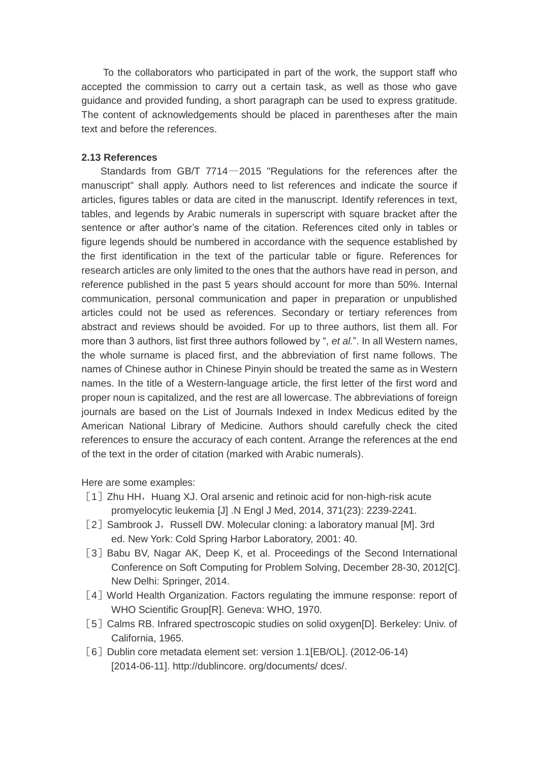To the collaborators who participated in part of the work, the support staff who accepted the commission to carry out a certain task, as well as those who gave guidance and provided funding, a short paragraph can be used to express gratitude. The content of acknowledgements should be placed in parentheses after the main text and before the references.

**2.13 References**

Standards from GB/T 7714—2015 "Regulations for the references after the manuscript" shall apply. Authors need to list references and indicate the source if articles, figures tables or data are cited in the manuscript. Identify references in text, tables, and legends by Arabic numerals in superscript with square bracket after the sentence or after author's name of the citation. References cited only in tables or figure legends should be numbered in accordance with the sequence established by the first identification in the text of the particular table or figure. References for research articles are only limited to the ones that the authors have read in person, and reference published in the past 5 years should account for more than 50%. Internal communication, personal communication and paper in preparation or unpublished articles could not be used as references. Secondary or tertiary references from abstract and reviews should be avoided. For up to three authors, list them all. For more than 3 authors, list first three authors followed by ", *et al.*". In all Western names, the whole surname is placed first, and the abbreviation of first name follows. The names of Chinese author in Chinese Pinyin should be treated the same as in Western names. In the title of a Western-language article, the first letter of the first word and proper noun is capitalized, and the rest are all lowercase. The abbreviations of foreign journals are based on the List of Journals Indexed in Index Medicus edited by the American National Library of Medicine. Authors should carefully check the cited references to ensure the accuracy of each content. Arrange the references at the end of the text in the order of citation (marked with Arabic numerals).

Here are some examples:

［1］Zhu HH，Huang XJ. Oral arsenic and retinoic acid for non-high-risk acute promyelocytic leukemia [J] .N Engl J Med, 2014, 371(23): 2239-2241.

［2］Sambrook J，Russell DW. Molecular cloning: a laboratory manual [M]. 3rd ed. New York: Cold Spring Harbor Laboratory, 2001: 40.

［3］Babu BV, Nagar AK, Deep K, et al. Proceedings of the Second International Conference on Soft Computing for Problem Solving, December 28-30, 2012[C]. New Delhi: Springer, 2014.

［4］World Health Organization. Factors regulating the immune response: report of WHO Scientific Group[R]. Geneva: WHO, 1970.

［5］Calms RB. Infrared spectroscopic studies on solid oxygen[D]. Berkeley: Univ. of California, 1965.

［6］Dublin core metadata element set: version 1.1[EB/OL]. (2012-06-14) [2014-06-11]. http://dublincore. org/documents/ dces/.